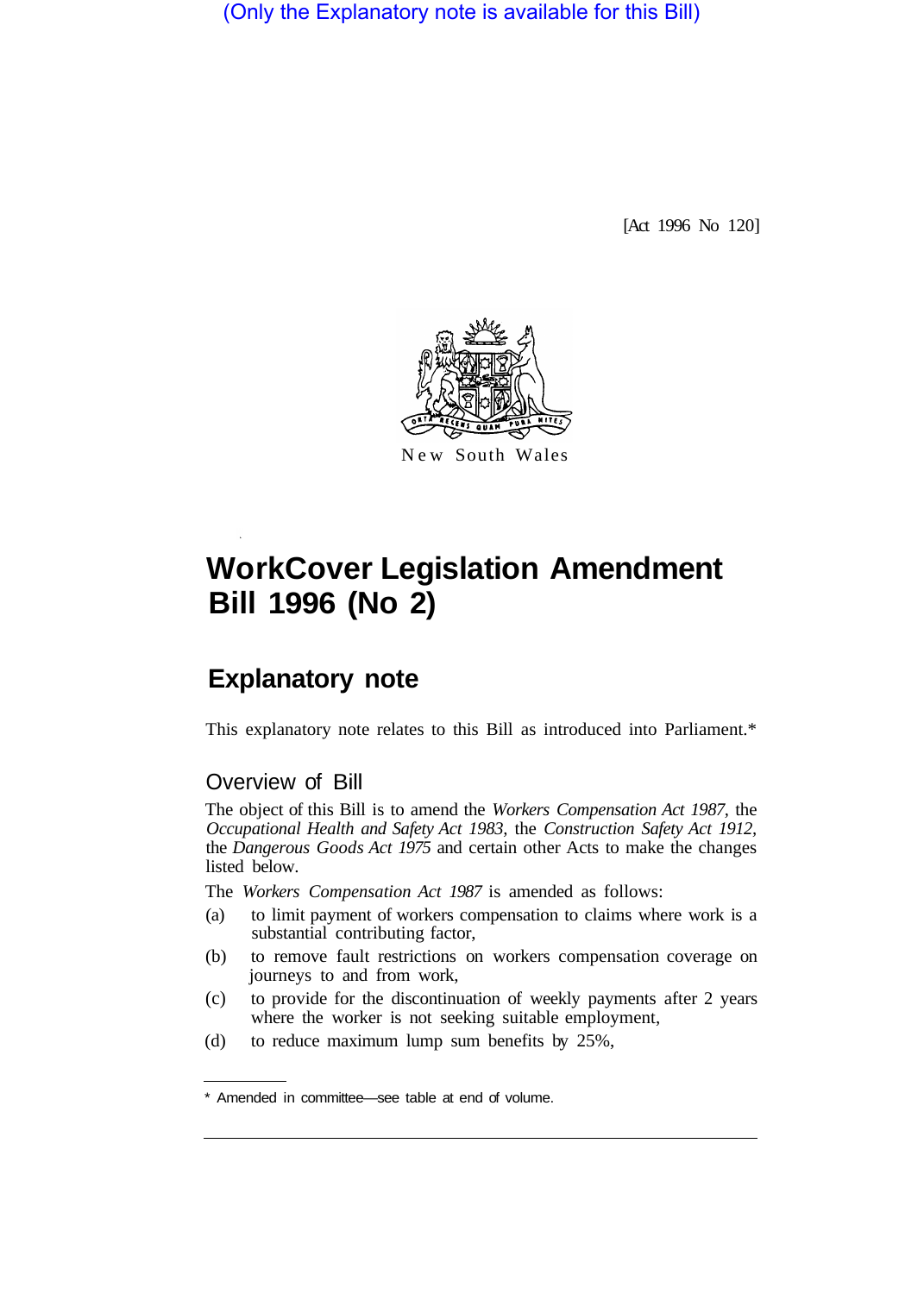(Only the Explanatory note is available for this Bill)

[Act 1996 No 120]

New South Wales

# WorkCover Legislation Amendment Bill 1996 (No 2)

## Explanatory note

This explanatory note relates to this Bill as introduced into Parliament.*

### Overview of Bill

The object of this Bill is to amend the *Workers Compensation Act 1987*, the *Occupational Health and Safety Act 1983*, the *Construction Safety Act 1912*, the *Dangerous Goods Act 1975* and certain other Acts to make the changes listed below.

The *Workers Compensation Act 1987* is amended as follows:

(a) to limit payment of workers compensation to claims where work is a substantial contributing factor,

(b) to remove fault restrictions on workers compensation coverage on journeys to and from work,

(c) to provide for the discontinuation of weekly payments after 2 years where the worker is not seeking suitable employment,

(d) to reduce maximum lump sum benefits by 25%,

* Amended in committee—see table at end of volume.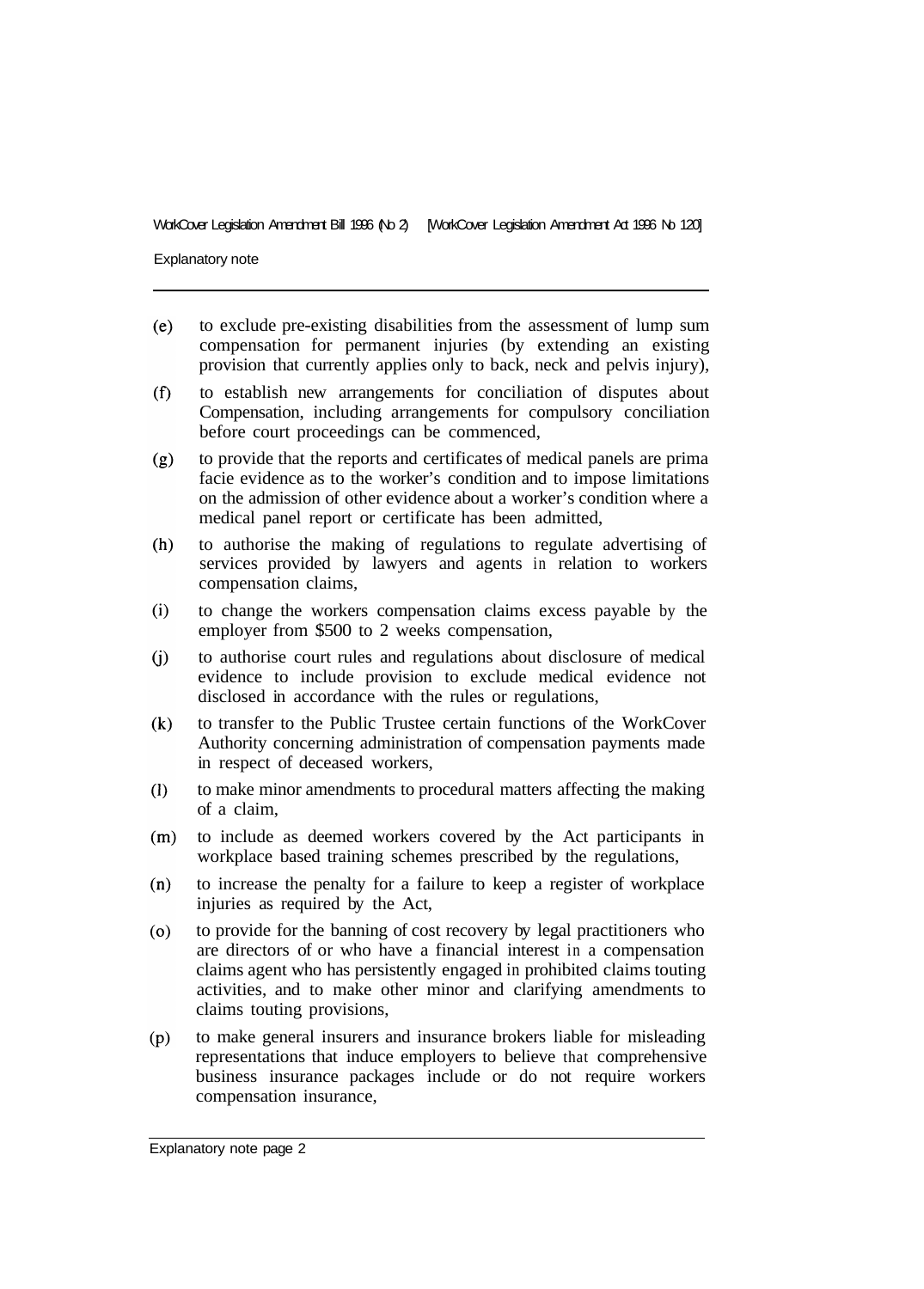(e) to exclude pre-existing disabilities from the assessment of lump sum compensation for permanent injuries (by extending an existing provision that currently applies only to back, neck and pelvis injury),

(f) to establish new arrangements for conciliation of disputes about Compensation, including arrangements for compulsory conciliation before court proceedings can be commenced,

(g) to provide that the reports and certificates of medical panels are prima facie evidence as to the worker's condition and to impose limitations on the admission of other evidence about a worker's condition where a medical panel report or certificate has been admitted,

(h) to authorise the making of regulations to regulate advertising of services provided by lawyers and agents in relation to workers compensation claims,

(i) to change the workers compensation claims excess payable by the employer from $500 to 2 weeks compensation,

(j) to authorise court rules and regulations about disclosure of medical evidence to include provision to exclude medical evidence not disclosed in accordance with the rules or regulations,

(k) to transfer to the Public Trustee certain functions of the WorkCover Authority concerning administration of compensation payments made in respect of deceased workers,

(l) to make minor amendments to procedural matters affecting the making of a claim,

(m) to include as deemed workers covered by the Act participants in workplace based training schemes prescribed by the regulations,

(n) to increase the penalty for a failure to keep a register of workplace injuries as required by the Act,

(o) to provide for the banning of cost recovery by legal practitioners who are directors of or who have a financial interest in a compensation claims agent who has persistently engaged in prohibited claims touting activities, and to make other minor and clarifying amendments to claims touting provisions,

(p) to make general insurers and insurance brokers liable for misleading representations that induce employers to believe that comprehensive business insurance packages include or do not require workers compensation insurance,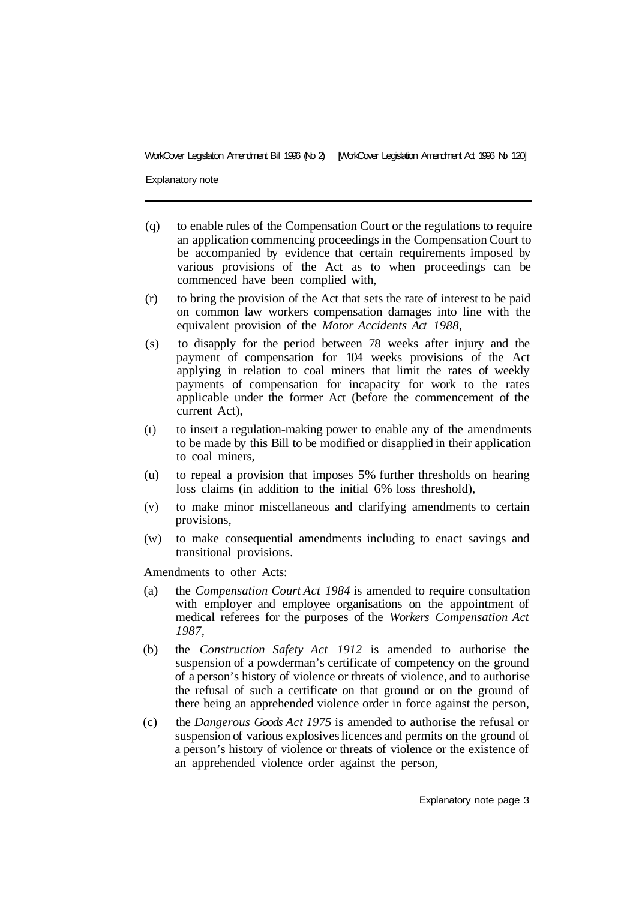(q) to enable rules of the Compensation Court or the regulations to require an application commencing proceedings in the Compensation Court to be accompanied by evidence that certain requirements imposed by various provisions of the Act as to when proceedings can be commenced have been complied with,

(r) to bring the provision of the Act that sets the rate of interest to be paid on common law workers compensation damages into line with the equivalent provision of the *Motor Accidents Act 1988*,

(s) to disapply for the period between 78 weeks after injury and the payment of compensation for 104 weeks provisions of the Act applying in relation to coal miners that limit the rates of weekly payments of compensation for incapacity for work to the rates applicable under the former Act (before the commencement of the current Act),

(t) to insert a regulation-making power to enable any of the amendments to be made by this Bill to be modified or disapplied in their application to coal miners,

(u) to repeal a provision that imposes 5% further thresholds on hearing loss claims (in addition to the initial 6% loss threshold),

(v) to make minor miscellaneous and clarifying amendments to certain provisions,

(w) to make consequential amendments including to enact savings and transitional provisions.

Amendments to other Acts:

(a) the *Compensation Court Act 1984* is amended to require consultation with employer and employee organisations on the appointment of medical referees for the purposes of the *Workers Compensation Act 1987*,

(b) the *Construction Safety Act 1912* is amended to authorise the suspension of a powderman's certificate of competency on the ground of a person's history of violence or threats of violence, and to authorise the refusal of such a certificate on that ground or on the ground of there being an apprehended violence order in force against the person,

(c) the *Dangerous Goods Act 1975* is amended to authorise the refusal or suspension of various explosives licences and permits on the ground of a person's history of violence or threats of violence or the existence of an apprehended violence order against the person,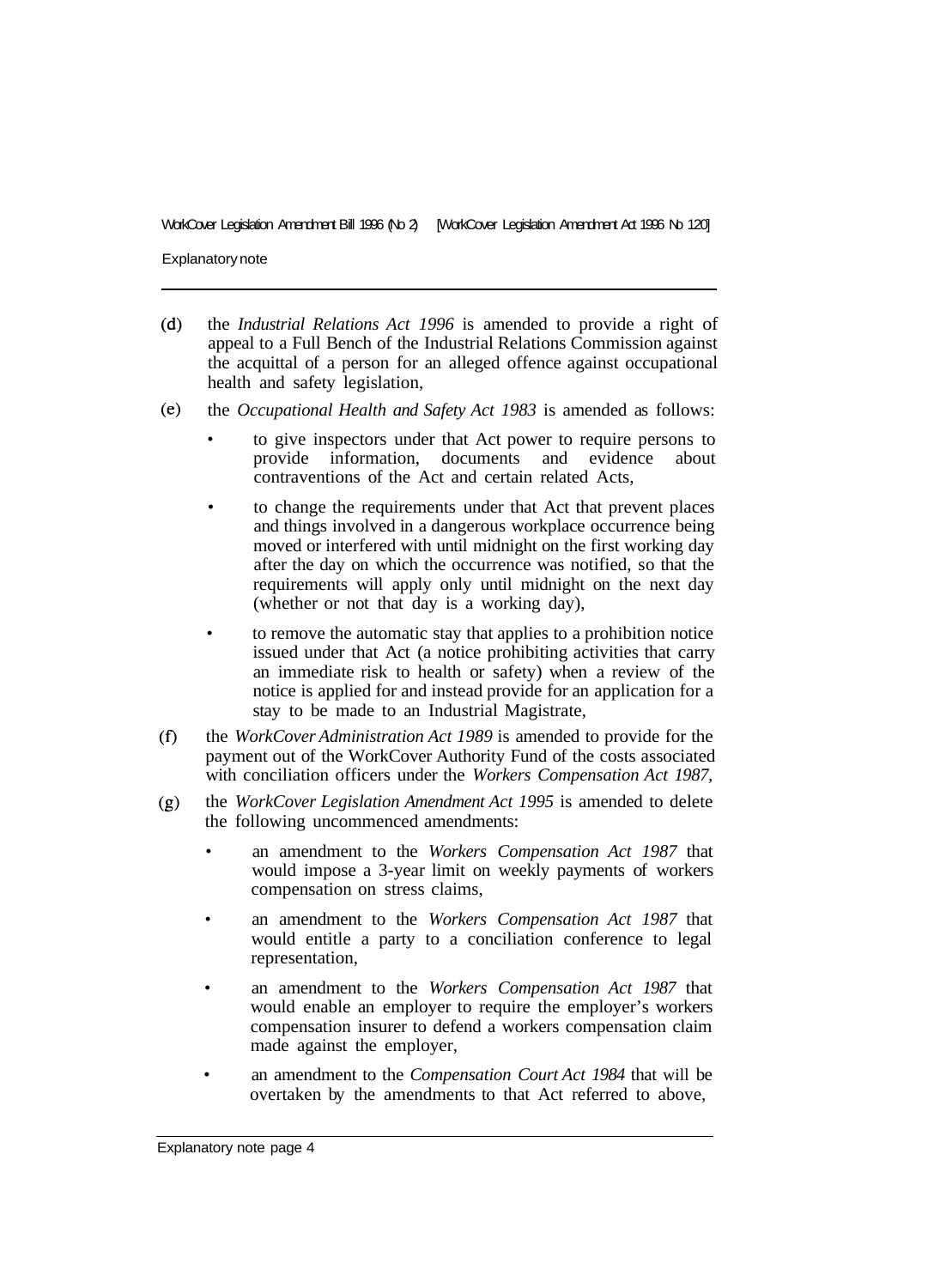(d) the *Industrial Relations Act 1996* is amended to provide a right of appeal to a Full Bench of the Industrial Relations Commission against the acquittal of a person for an alleged offence against occupational health and safety legislation,

(e) the *Occupational Health and Safety Act 1983* is amended as follows:

- to give inspectors under that Act power to require persons to provide information, documents and evidence about contraventions of the Act and certain related Acts,
- to change the requirements under that Act that prevent places and things involved in a dangerous workplace occurrence being moved or interfered with until midnight on the first working day after the day on which the occurrence was notified, so that the requirements will apply only until midnight on the next day (whether or not that day is a working day),
- to remove the automatic stay that applies to a prohibition notice issued under that Act (a notice prohibiting activities that carry an immediate risk to health or safety) when a review of the notice is applied for and instead provide for an application for a stay to be made to an Industrial Magistrate,

(f) the *WorkCover Administration Act 1989* is amended to provide for the payment out of the WorkCover Authority Fund of the costs associated with conciliation officers under the *Workers Compensation Act 1987*,

(g) the *WorkCover Legislation Amendment Act 1995* is amended to delete the following uncommenced amendments:

- an amendment to the *Workers Compensation Act 1987* that would impose a 3-year limit on weekly payments of workers compensation on stress claims,
- an amendment to the *Workers Compensation Act 1987* that would entitle a party to a conciliation conference to legal representation,
- an amendment to the *Workers Compensation Act 1987* that would enable an employer to require the employer's workers compensation insurer to defend a workers compensation claim made against the employer,
- an amendment to the *Compensation Court Act 1984* that will be overtaken by the amendments to that Act referred to above,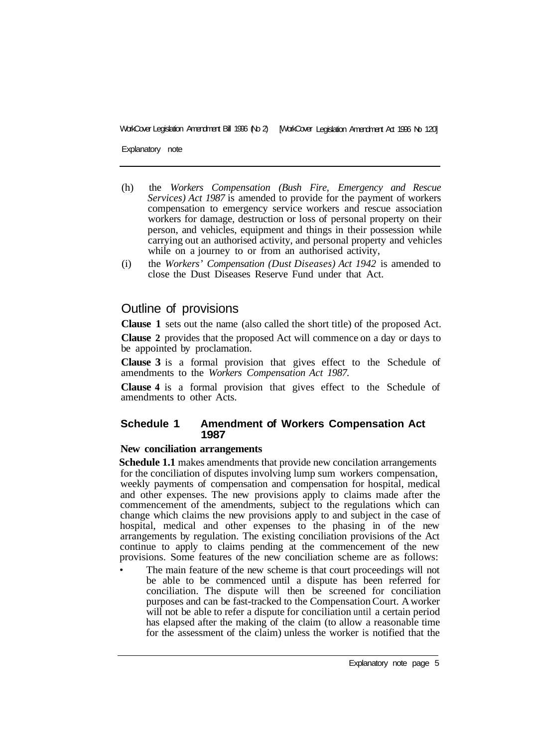(h) the *Workers Compensation (Bush Fire, Emergency and Rescue Services) Act 1987* is amended to provide for the payment of workers compensation to emergency service workers and rescue association workers for damage, destruction or loss of personal property on their person, and vehicles, equipment and things in their possession while carrying out an authorised activity, and personal property and vehicles while on a journey to or from an authorised activity,

(i) the *Workers' Compensation (Dust Diseases) Act 1942* is amended to close the Dust Diseases Reserve Fund under that Act.

## Outline of provisions

**Clause 1** sets out the name (also called the short title) of the proposed Act.

**Clause 2** provides that the proposed Act will commence on a day or days to be appointed by proclamation.

**Clause 3** is a formal provision that gives effect to the Schedule of amendments to the *Workers Compensation Act 1987.*

**Clause 4** is a formal provision that gives effect to the Schedule of amendments to other Acts.

### Schedule 1 Amendment of Workers Compensation Act 1987

**New conciliation arrangements**

**Schedule 1.1** makes amendments that provide new concilation arrangements for the conciliation of disputes involving lump sum workers compensation, weekly payments of compensation and compensation for hospital, medical and other expenses. The new provisions apply to claims made after the commencement of the amendments, subject to the regulations which can change which claims the new provisions apply to and subject in the case of hospital, medical and other expenses to the phasing in of the new arrangements by regulation. The existing conciliation provisions of the Act continue to apply to claims pending at the commencement of the new provisions. Some features of the new conciliation scheme are as follows:

- The main feature of the new scheme is that court proceedings will not be able to be commenced until a dispute has been referred for conciliation. The dispute will then be screened for conciliation purposes and can be fast-tracked to the Compensation Court. A worker will not be able to refer a dispute for conciliation until a certain period has elapsed after the making of the claim (to allow a reasonable time for the assessment of the claim) unless the worker is notified that the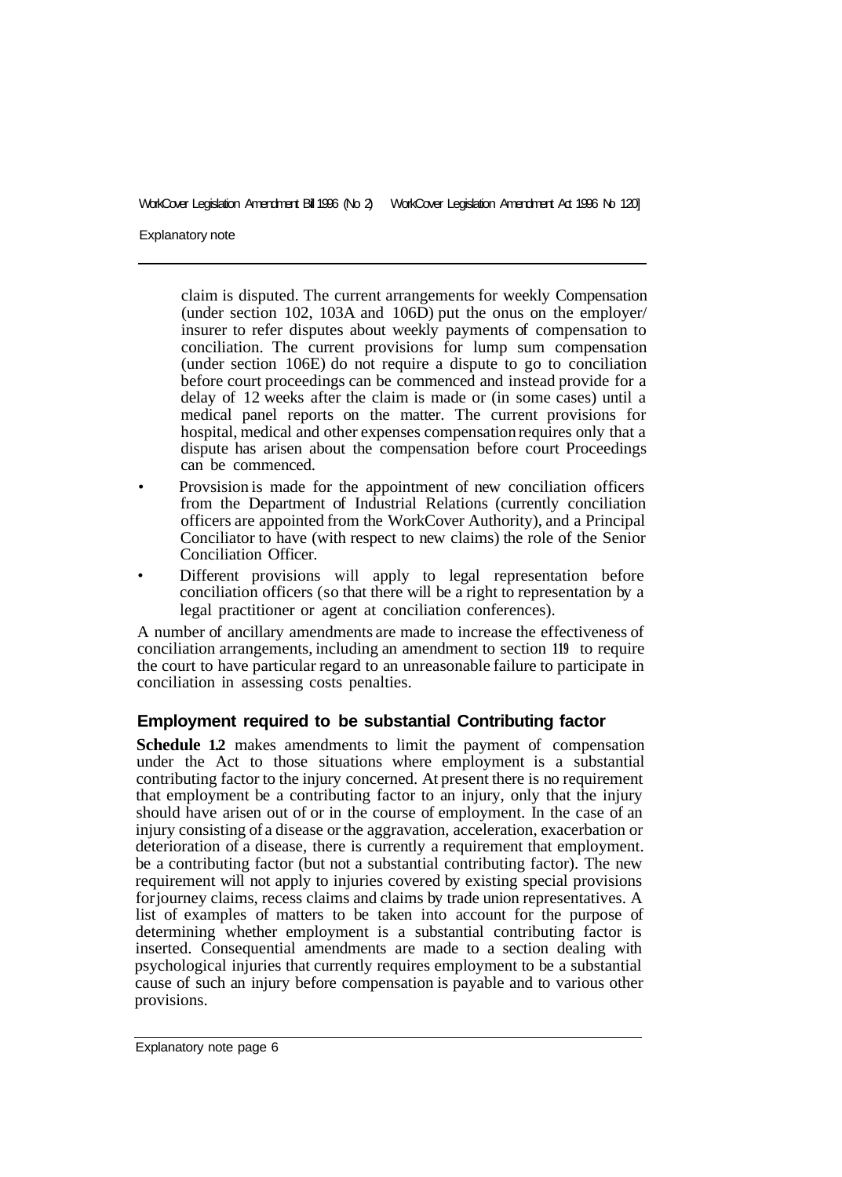claim is disputed. The current arrangements for weekly Compensation (under section 102, 103A and 106D) put the onus on the employer/ insurer to refer disputes about weekly payments of compensation to conciliation. The current provisions for lump sum compensation (under section 106E) do not require a dispute to go to conciliation before court proceedings can be commenced and instead provide for a delay of 12 weeks after the claim is made or (in some cases) until a medical panel reports on the matter. The current provisions for hospital, medical and other expenses compensation requires only that a dispute has arisen about the compensation before court Proceedings can be commenced.

- Provsision is made for the appointment of new conciliation officers from the Department of Industrial Relations (currently conciliation officers are appointed from the WorkCover Authority), and a Principal Conciliator to have (with respect to new claims) the role of the Senior Conciliation Officer.
- Different provisions will apply to legal representation before conciliation officers (so that there will be a right to representation by a legal practitioner or agent at conciliation conferences).

A number of ancillary amendments are made to increase the effectiveness of conciliation arrangements, including an amendment to section 119 to require the court to have particular regard to an unreasonable failure to participate in conciliation in assessing costs penalties.

## Employment required to be substantial Contributing factor

**Schedule 1.2** makes amendments to limit the payment of compensation under the Act to those situations where employment is a substantial contributing factor to the injury concerned. At present there is no requirement that employment be a contributing factor to an injury, only that the injury should have arisen out of or in the course of employment. In the case of an injury consisting of a disease or the aggravation, acceleration, exacerbation or deterioration of a disease, there is currently a requirement that employment. be a contributing factor (but not a substantial contributing factor). The new requirement will not apply to injuries covered by existing special provisions for journey claims, recess claims and claims by trade union representatives. A list of examples of matters to be taken into account for the purpose of determining whether employment is a substantial contributing factor is inserted. Consequential amendments are made to a section dealing with psychological injuries that currently requires employment to be a substantial cause of such an injury before compensation is payable and to various other provisions.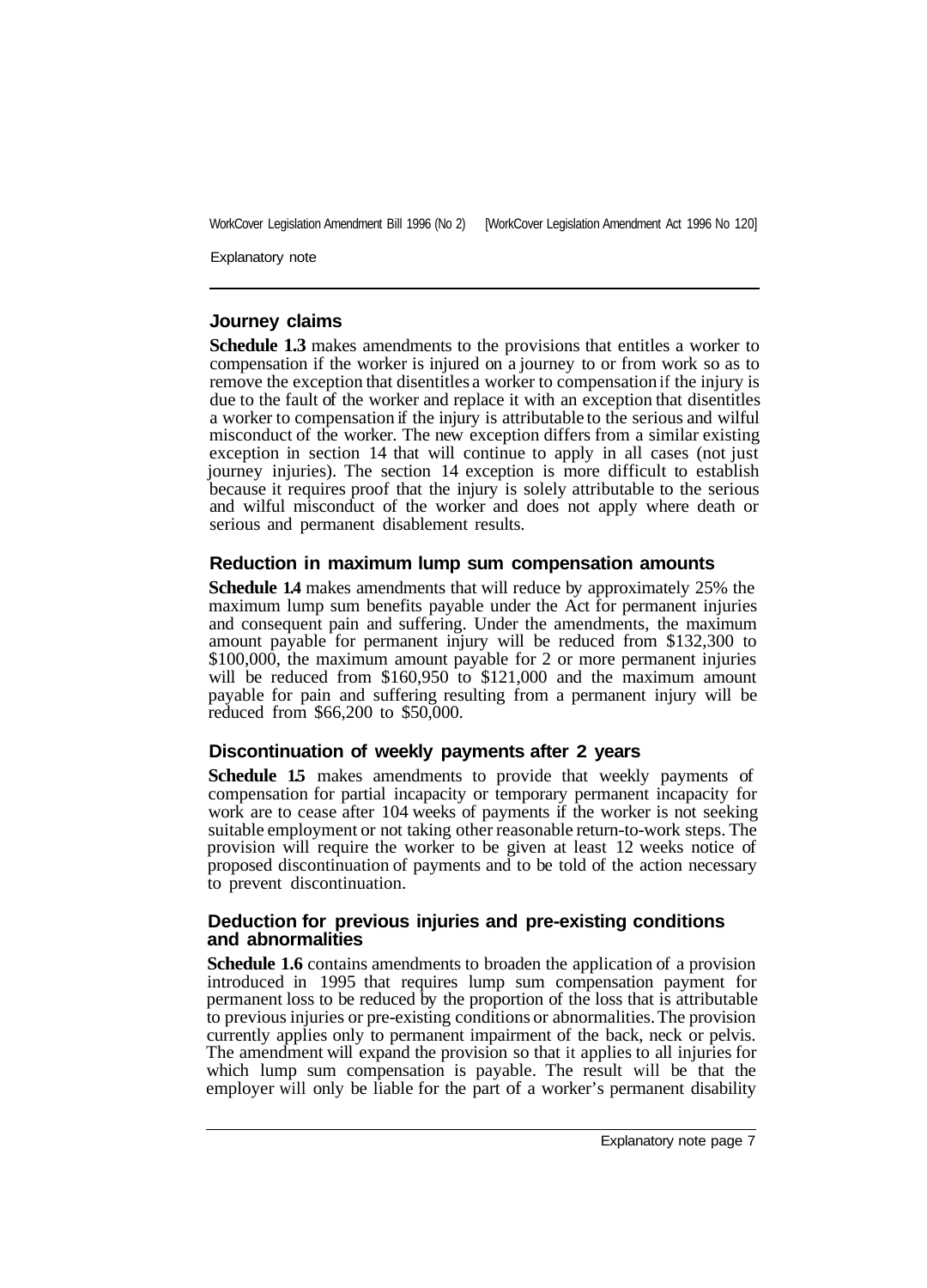### Journey claims

**Schedule 1.3** makes amendments to the provisions that entitles a worker to compensation if the worker is injured on a journey to or from work so as to remove the exception that disentitles a worker to compensation if the injury is due to the fault of the worker and replace it with an exception that disentitles a worker to compensation if the injury is attributable to the serious and wilful misconduct of the worker. The new exception differs from a similar existing exception in section 14 that will continue to apply in all cases (not just journey injuries). The section 14 exception is more difficult to establish because it requires proof that the injury is solely attributable to the serious and wilful misconduct of the worker and does not apply where death or serious and permanent disablement results.

### Reduction in maximum lump sum compensation amounts

**Schedule 1.4** makes amendments that will reduce by approximately 25% the maximum lump sum benefits payable under the Act for permanent injuries and consequent pain and suffering. Under the amendments, the maximum amount payable for permanent injury will be reduced from $132,300 to $100,000, the maximum amount payable for 2 or more permanent injuries will be reduced from $160,950 to $121,000 and the maximum amount payable for pain and suffering resulting from a permanent injury will be reduced from $66,200 to $50,000.

### Discontinuation of weekly payments after 2 years

**Schedule 1.5** makes amendments to provide that weekly payments of compensation for partial incapacity or temporary permanent incapacity for work are to cease after 104 weeks of payments if the worker is not seeking suitable employment or not taking other reasonable return-to-work steps. The provision will require the worker to be given at least 12 weeks notice of proposed discontinuation of payments and to be told of the action necessary to prevent discontinuation.

### Deduction for previous injuries and pre-existing conditions and abnormalities

**Schedule 1.6** contains amendments to broaden the application of a provision introduced in 1995 that requires lump sum compensation payment for permanent loss to be reduced by the proportion of the loss that is attributable to previous injuries or pre-existing conditions or abnormalities. The provision currently applies only to permanent impairment of the back, neck or pelvis. The amendment will expand the provision so that it applies to all injuries for which lump sum compensation is payable. The result will be that the employer will only be liable for the part of a worker's permanent disability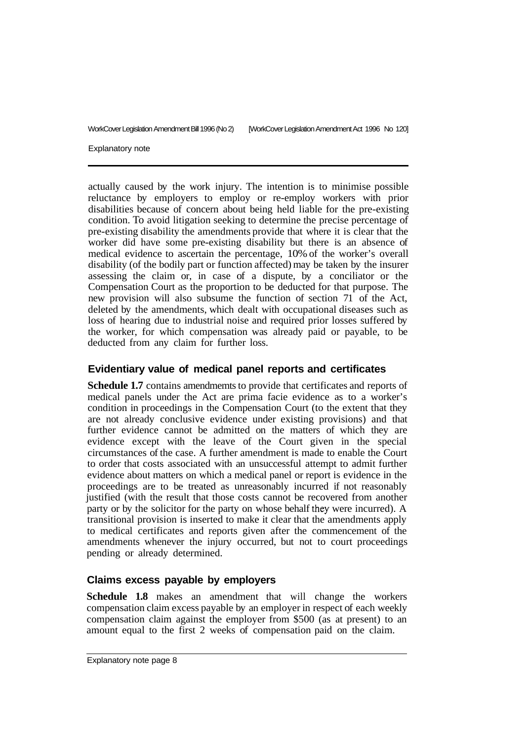actually caused by the work injury. The intention is to minimise possible reluctance by employers to employ or re-employ workers with prior disabilities because of concern about being held liable for the pre-existing condition. To avoid litigation seeking to determine the precise percentage of pre-existing disability the amendments provide that where it is clear that the worker did have some pre-existing disability but there is an absence of medical evidence to ascertain the percentage, 10% of the worker's overall disability (of the bodily part or function affected) may be taken by the insurer assessing the claim or, in case of a dispute, by a conciliator or the Compensation Court as the proportion to be deducted for that purpose. The new provision will also subsume the function of section 71 of the Act, deleted by the amendments, which dealt with occupational diseases such as loss of hearing due to industrial noise and required prior losses suffered by the worker, for which compensation was already paid or payable, to be deducted from any claim for further loss.

## Evidentiary value of medical panel reports and certificates

**Schedule 1.7** contains amendmemts to provide that certificates and reports of medical panels under the Act are prima facie evidence as to a worker's condition in proceedings in the Compensation Court (to the extent that they are not already conclusive evidence under existing provisions) and that further evidence cannot be admitted on the matters of which they are evidence except with the leave of the Court given in the special circumstances of the case. A further amendment is made to enable the Court to order that costs associated with an unsuccessful attempt to admit further evidence about matters on which a medical panel or report is evidence in the proceedings are to be treated as unreasonably incurred if not reasonably justified (with the result that those costs cannot be recovered from another party or by the solicitor for the party on whose behalf they were incurred). A transitional provision is inserted to make it clear that the amendments apply to medical certificates and reports given after the commencement of the amendments whenever the injury occurred, but not to court proceedings pending or already determined.

## Claims excess payable by employers

**Schedule 1.8** makes an amendment that will change the workers compensation claim excess payable by an employer in respect of each weekly compensation claim against the employer from $500 (as at present) to an amount equal to the first 2 weeks of compensation paid on the claim.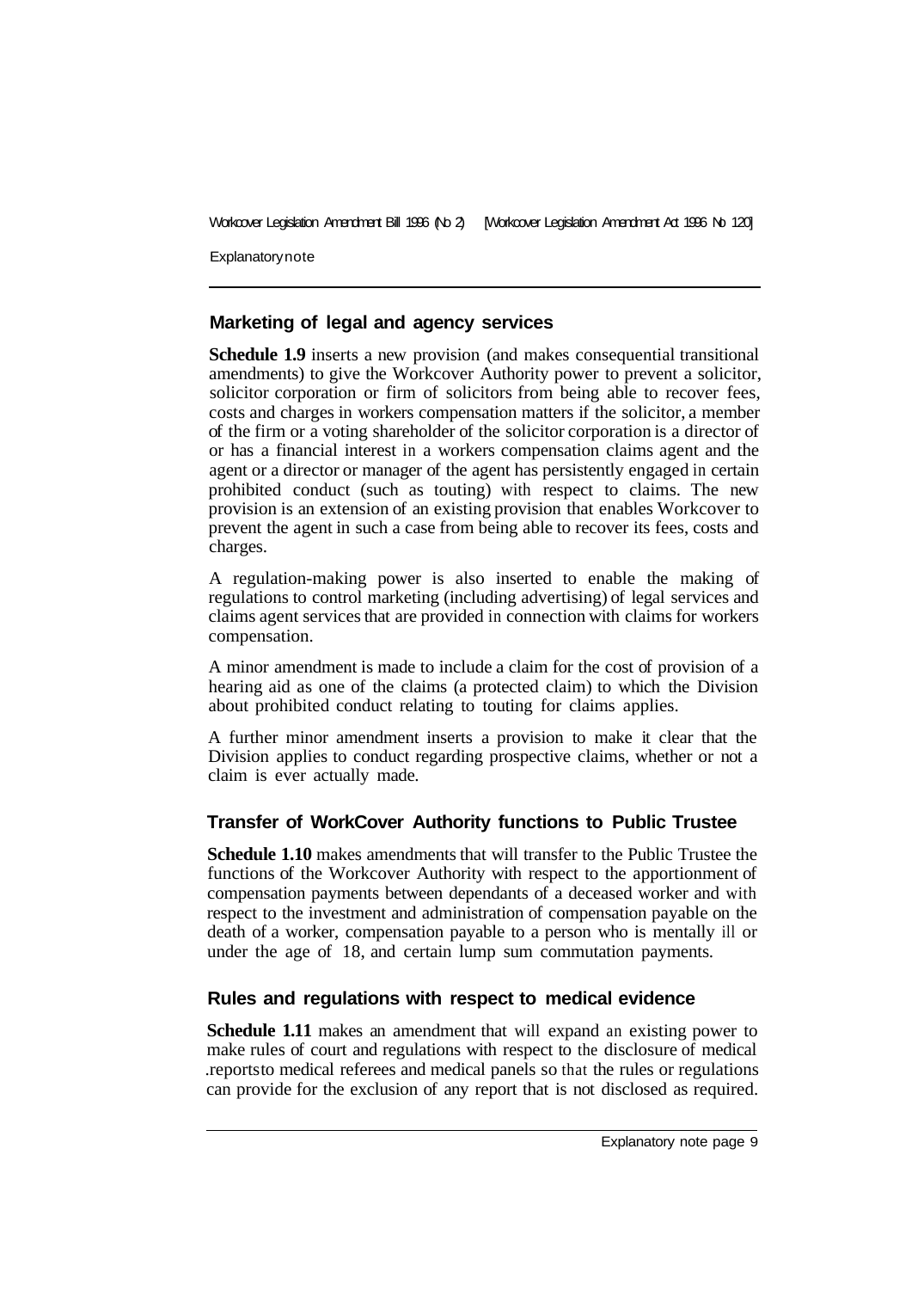## Marketing of legal and agency services

**Schedule 1.9** inserts a new provision (and makes consequential transitional amendments) to give the Workcover Authority power to prevent a solicitor, solicitor corporation or firm of solicitors from being able to recover fees, costs and charges in workers compensation matters if the solicitor, a member of the firm or a voting shareholder of the solicitor corporation is a director of or has a financial interest in a workers compensation claims agent and the agent or a director or manager of the agent has persistently engaged in certain prohibited conduct (such as touting) with respect to claims. The new provision is an extension of an existing provision that enables Workcover to prevent the agent in such a case from being able to recover its fees, costs and charges.

A regulation-making power is also inserted to enable the making of regulations to control marketing (including advertising) of legal services and claims agent services that are provided in connection with claims for workers compensation.

A minor amendment is made to include a claim for the cost of provision of a hearing aid as one of the claims (a protected claim) to which the Division about prohibited conduct relating to touting for claims applies.

A further minor amendment inserts a provision to make it clear that the Division applies to conduct regarding prospective claims, whether or not a claim is ever actually made.

## Transfer of WorkCover Authority functions to Public Trustee

**Schedule 1.10** makes amendments that will transfer to the Public Trustee the functions of the Workcover Authority with respect to the apportionment of compensation payments between dependants of a deceased worker and with respect to the investment and administration of compensation payable on the death of a worker, compensation payable to a person who is mentally ill or under the age of 18, and certain lump sum commutation payments.

## Rules and regulations with respect to medical evidence

**Schedule 1.11** makes an amendment that will expand an existing power to make rules of court and regulations with respect to the disclosure of medical reports to medical referees and medical panels so that the rules or regulations can provide for the exclusion of any report that is not disclosed as required.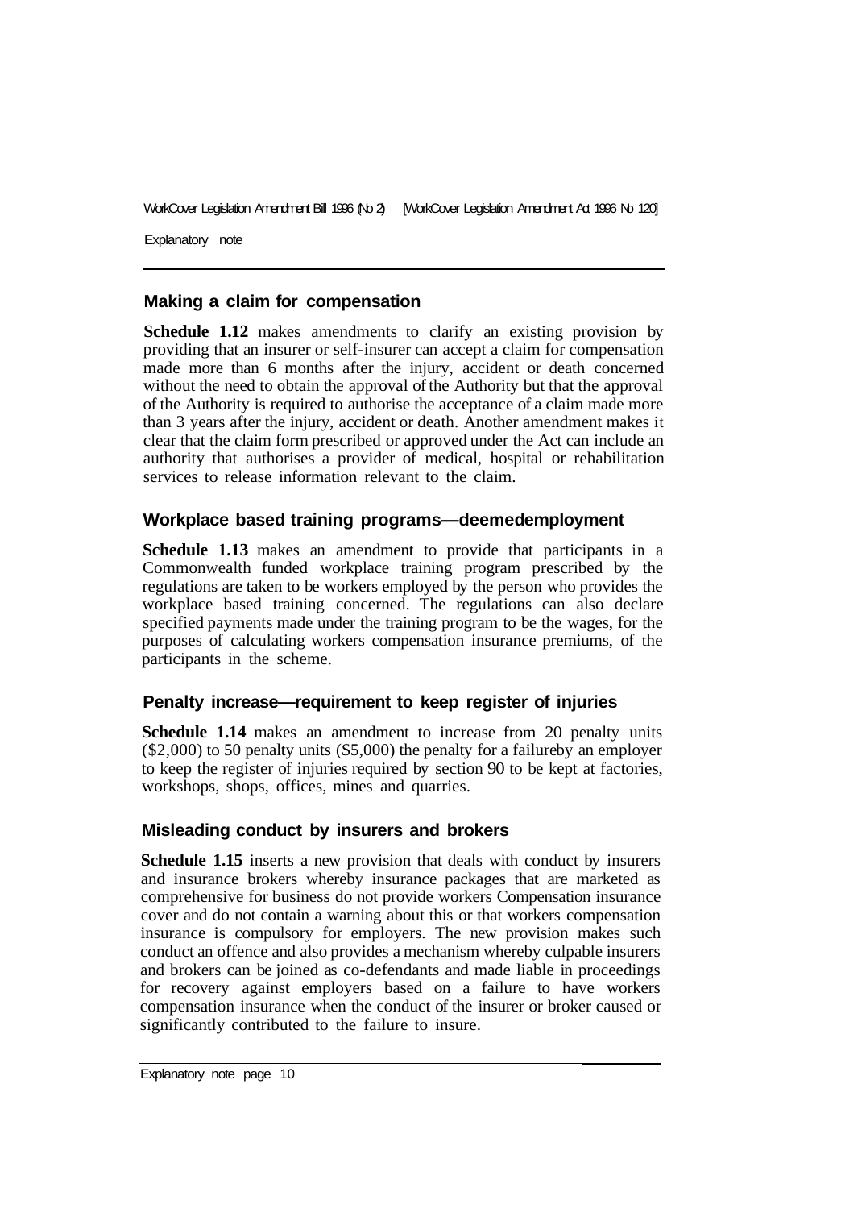### Making a claim for compensation

**Schedule 1.12** makes amendments to clarify an existing provision by providing that an insurer or self-insurer can accept a claim for compensation made more than 6 months after the injury, accident or death concerned without the need to obtain the approval of the Authority but that the approval of the Authority is required to authorise the acceptance of a claim made more than 3 years after the injury, accident or death. Another amendment makes it clear that the claim form prescribed or approved under the Act can include an authority that authorises a provider of medical, hospital or rehabilitation services to release information relevant to the claim.

### Workplace based training programs—deemedemployment

**Schedule 1.13** makes an amendment to provide that participants in a Commonwealth funded workplace training program prescribed by the regulations are taken to be workers employed by the person who provides the workplace based training concerned. The regulations can also declare specified payments made under the training program to be the wages, for the purposes of calculating workers compensation insurance premiums, of the participants in the scheme.

### Penalty increase—requirement to keep register of injuries

**Schedule 1.14** makes an amendment to increase from 20 penalty units ($2,000) to 50 penalty units ($5,000) the penalty for a failureby an employer to keep the register of injuries required by section 90 to be kept at factories, workshops, shops, offices, mines and quarries.

### Misleading conduct by insurers and brokers

**Schedule 1.15** inserts a new provision that deals with conduct by insurers and insurance brokers whereby insurance packages that are marketed as comprehensive for business do not provide workers Compensation insurance cover and do not contain a warning about this or that workers compensation insurance is compulsory for employers. The new provision makes such conduct an offence and also provides a mechanism whereby culpable insurers and brokers can be joined as co-defendants and made liable in proceedings for recovery against employers based on a failure to have workers compensation insurance when the conduct of the insurer or broker caused or significantly contributed to the failure to insure.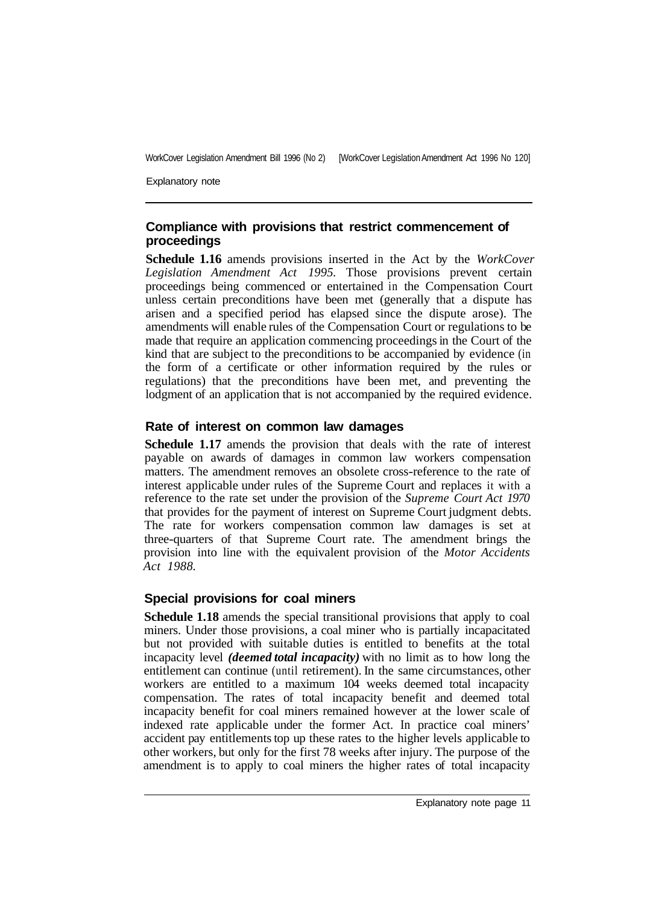## Compliance with provisions that restrict commencement of proceedings

**Schedule 1.16** amends provisions inserted in the Act by the *WorkCover Legislation Amendment Act 1995.* Those provisions prevent certain proceedings being commenced or entertained in the Compensation Court unless certain preconditions have been met (generally that a dispute has arisen and a specified period has elapsed since the dispute arose). The amendments will enable rules of the Compensation Court or regulations to be made that require an application commencing proceedings in the Court of the kind that are subject to the preconditions to be accompanied by evidence (in the form of a certificate or other information required by the rules or regulations) that the preconditions have been met, and preventing the lodgment of an application that is not accompanied by the required evidence.

## Rate of interest on common law damages

**Schedule 1.17** amends the provision that deals with the rate of interest payable on awards of damages in common law workers compensation matters. The amendment removes an obsolete cross-reference to the rate of interest applicable under rules of the Supreme Court and replaces it with a reference to the rate set under the provision of the *Supreme Court Act 1970* that provides for the payment of interest on Supreme Court judgment debts. The rate for workers compensation common law damages is set at three-quarters of that Supreme Court rate. The amendment brings the provision into line with the equivalent provision of the *Motor Accidents Act 1988.*

## Special provisions for coal miners

**Schedule 1.18** amends the special transitional provisions that apply to coal miners. Under those provisions, a coal miner who is partially incapacitated but not provided with suitable duties is entitled to benefits at the total incapacity level ***(deemed total incapacity)*** with no limit as to how long the entitlement can continue (until retirement). In the same circumstances, other workers are entitled to a maximum 104 weeks deemed total incapacity compensation. The rates of total incapacity benefit and deemed total incapacity benefit for coal miners remained however at the lower scale of indexed rate applicable under the former Act. In practice coal miners' accident pay entitlements top up these rates to the higher levels applicable to other workers, but only for the first 78 weeks after injury. The purpose of the amendment is to apply to coal miners the higher rates of total incapacity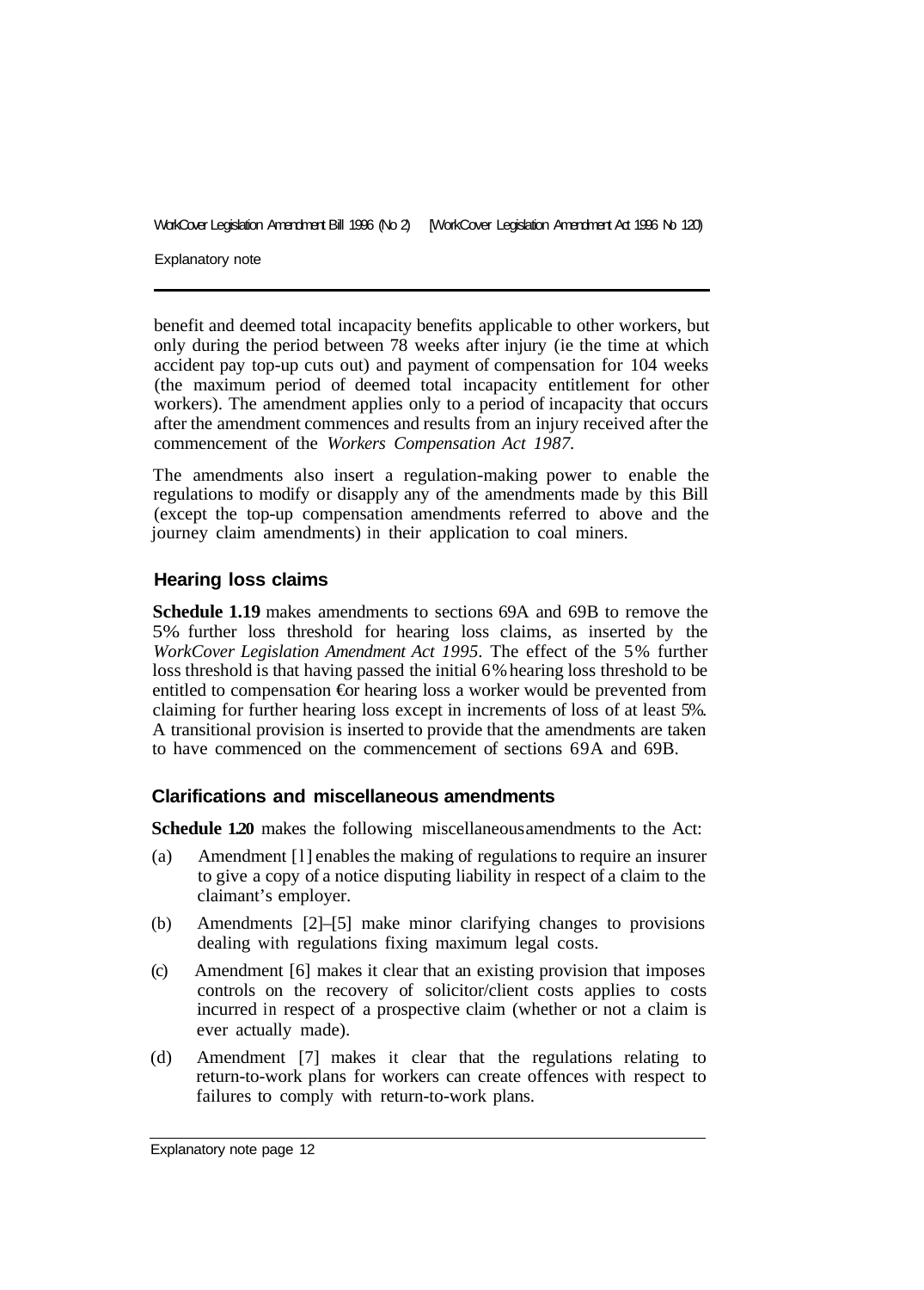benefit and deemed total incapacity benefits applicable to other workers, but only during the period between 78 weeks after injury (ie the time at which accident pay top-up cuts out) and payment of compensation for 104 weeks (the maximum period of deemed total incapacity entitlement for other workers). The amendment applies only to a period of incapacity that occurs after the amendment commences and results from an injury received after the commencement of the *Workers Compensation Act 1987*.

The amendments also insert a regulation-making power to enable the regulations to modify or disapply any of the amendments made by this Bill (except the top-up compensation amendments referred to above and the journey claim amendments) in their application to coal miners.

### Hearing loss claims

**Schedule 1.19** makes amendments to sections 69A and 69B to remove the 5% further loss threshold for hearing loss claims, as inserted by the *WorkCover Legislation Amendment Act 1995*. The effect of the 5% further loss threshold is that having passed the initial 6% hearing loss threshold to be entitled to compensation €or hearing loss a worker would be prevented from claiming for further hearing loss except in increments of loss of at least 5%. A transitional provision is inserted to provide that the amendments are taken to have commenced on the commencement of sections 69A and 69B.

### Clarifications and miscellaneous amendments

**Schedule 1.20** makes the following miscellaneous amendments to the Act:

(a) Amendment [1] enables the making of regulations to require an insurer to give a copy of a notice disputing liability in respect of a claim to the claimant's employer.

(b) Amendments [2]–[5] make minor clarifying changes to provisions dealing with regulations fixing maximum legal costs.

(c) Amendment [6] makes it clear that an existing provision that imposes controls on the recovery of solicitor/client costs applies to costs incurred in respect of a prospective claim (whether or not a claim is ever actually made).

(d) Amendment [7] makes it clear that the regulations relating to return-to-work plans for workers can create offences with respect to failures to comply with return-to-work plans.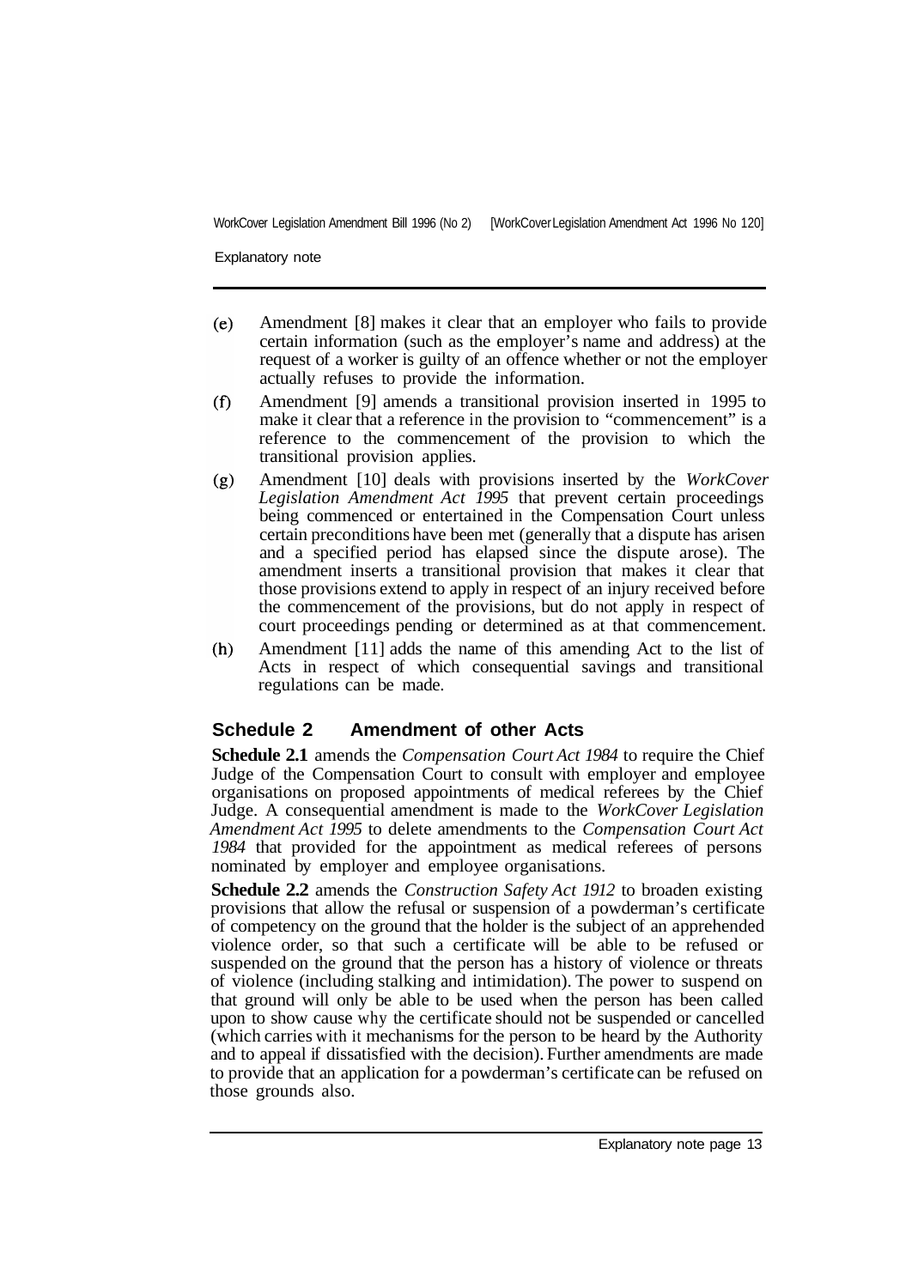(e) Amendment [8] makes it clear that an employer who fails to provide certain information (such as the employer's name and address) at the request of a worker is guilty of an offence whether or not the employer actually refuses to provide the information.

(f) Amendment [9] amends a transitional provision inserted in 1995 to make it clear that a reference in the provision to "commencement" is a reference to the commencement of the provision to which the transitional provision applies.

(g) Amendment [10] deals with provisions inserted by the *WorkCover Legislation Amendment Act 1995* that prevent certain proceedings being commenced or entertained in the Compensation Court unless certain preconditions have been met (generally that a dispute has arisen and a specified period has elapsed since the dispute arose). The amendment inserts a transitional provision that makes it clear that those provisions extend to apply in respect of an injury received before the commencement of the provisions, but do not apply in respect of court proceedings pending or determined as at that commencement.

(h) Amendment [11] adds the name of this amending Act to the list of Acts in respect of which consequential savings and transitional regulations can be made.

## Schedule 2 Amendment of other Acts

**Schedule 2.1** amends the *Compensation Court Act 1984* to require the Chief Judge of the Compensation Court to consult with employer and employee organisations on proposed appointments of medical referees by the Chief Judge. A consequential amendment is made to the *WorkCover Legislation Amendment Act 1995* to delete amendments to the *Compensation Court Act 1984* that provided for the appointment as medical referees of persons nominated by employer and employee organisations.

**Schedule 2.2** amends the *Construction Safety Act 1912* to broaden existing provisions that allow the refusal or suspension of a powderman's certificate of competency on the ground that the holder is the subject of an apprehended violence order, so that such a certificate will be able to be refused or suspended on the ground that the person has a history of violence or threats of violence (including stalking and intimidation). The power to suspend on that ground will only be able to be used when the person has been called upon to show cause why the certificate should not be suspended or cancelled (which carries with it mechanisms for the person to be heard by the Authority and to appeal if dissatisfied with the decision). Further amendments are made to provide that an application for a powderman's certificate can be refused on those grounds also.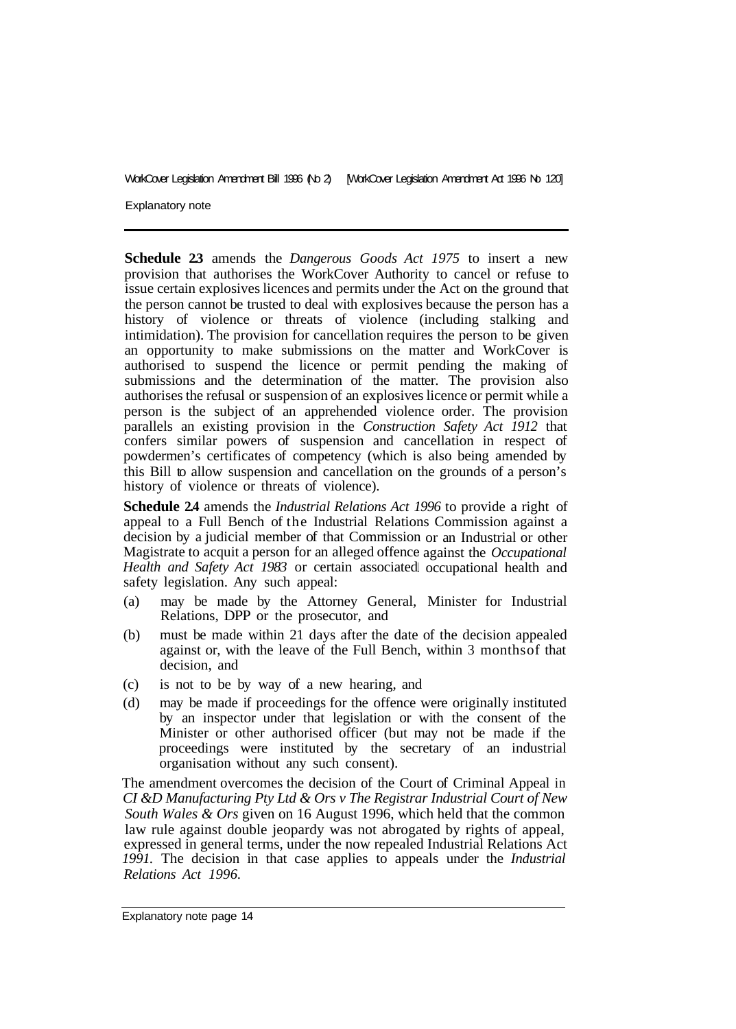**Schedule 2.3** amends the *Dangerous Goods Act 1975* to insert a new provision that authorises the WorkCover Authority to cancel or refuse to issue certain explosives licences and permits under the Act on the ground that the person cannot be trusted to deal with explosives because the person has a history of violence or threats of violence (including stalking and intimidation). The provision for cancellation requires the person to be given an opportunity to make submissions on the matter and WorkCover is authorised to suspend the licence or permit pending the making of submissions and the determination of the matter. The provision also authorises the refusal or suspension of an explosives licence or permit while a person is the subject of an apprehended violence order. The provision parallels an existing provision in the *Construction Safety Act 1912* that confers similar powers of suspension and cancellation in respect of powdermen's certificates of competency (which is also being amended by this Bill to allow suspension and cancellation on the grounds of a person's history of violence or threats of violence).

**Schedule 2.4** amends the *Industrial Relations Act 1996* to provide a right of appeal to a Full Bench of the Industrial Relations Commission against a decision by a judicial member of that Commission or an Industrial or other Magistrate to acquit a person for an alleged offence against the *Occupational Health and Safety Act 1983* or certain associated occupational health and safety legislation. Any such appeal:

(a) may be made by the Attorney General, Minister for Industrial Relations, DPP or the prosecutor, and

(b) must be made within 21 days after the date of the decision appealed against or, with the leave of the Full Bench, within 3 months of that decision, and

(c) is not to be by way of a new hearing, and

(d) may be made if proceedings for the offence were originally instituted by an inspector under that legislation or with the consent of the Minister or other authorised officer (but may not be made if the proceedings were instituted by the secretary of an industrial organisation without any such consent).

The amendment overcomes the decision of the Court of Criminal Appeal in *CI &D Manufacturing Pty Ltd & Ors v The Registrar Industrial Court of New South Wales & Ors* given on 16 August 1996, which held that the common law rule against double jeopardy was not abrogated by rights of appeal, expressed in general terms, under the now repealed Industrial Relations Act *1991*. The decision in that case applies to appeals under the *Industrial Relations Act 1996*.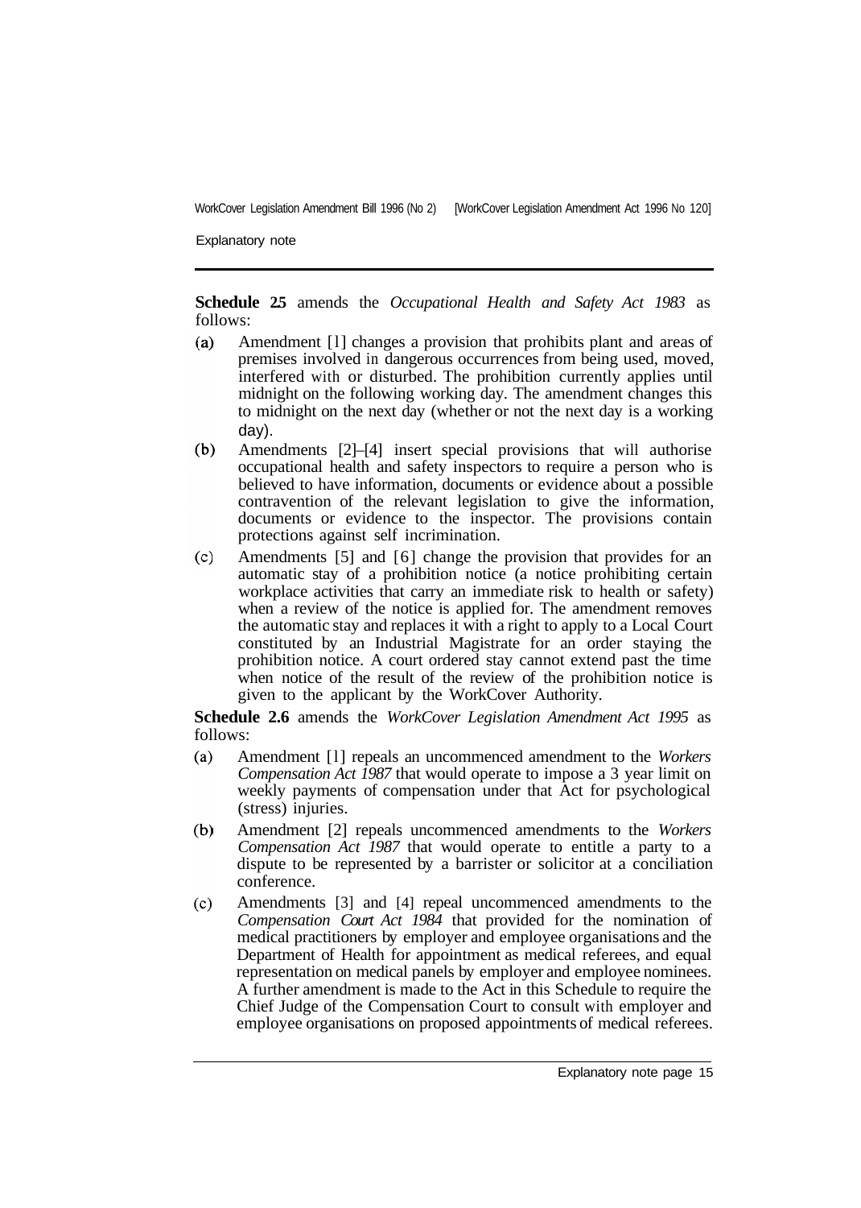**Schedule 2.5** amends the *Occupational Health and Safety Act 1983* as follows:

(a) Amendment [1] changes a provision that prohibits plant and areas of premises involved in dangerous occurrences from being used, moved, interfered with or disturbed. The prohibition currently applies until midnight on the following working day. The amendment changes this to midnight on the next day (whether or not the next day is a working day).

(b) Amendments [2]–[4] insert special provisions that will authorise occupational health and safety inspectors to require a person who is believed to have information, documents or evidence about a possible contravention of the relevant legislation to give the information, documents or evidence to the inspector. The provisions contain protections against self incrimination.

(c) Amendments [5] and [6] change the provision that provides for an automatic stay of a prohibition notice (a notice prohibiting certain workplace activities that carry an immediate risk to health or safety) when a review of the notice is applied for. The amendment removes the automatic stay and replaces it with a right to apply to a Local Court constituted by an Industrial Magistrate for an order staying the prohibition notice. A court ordered stay cannot extend past the time when notice of the result of the review of the prohibition notice is given to the applicant by the WorkCover Authority.

**Schedule 2.6** amends the *WorkCover Legislation Amendment Act 1995* as follows:

(a) Amendment [1] repeals an uncommenced amendment to the *Workers Compensation Act 1987* that would operate to impose a 3 year limit on weekly payments of compensation under that Act for psychological (stress) injuries.

(b) Amendment [2] repeals uncommenced amendments to the *Workers Compensation Act 1987* that would operate to entitle a party to a dispute to be represented by a barrister or solicitor at a conciliation conference.

(c) Amendments [3] and [4] repeal uncommenced amendments to the *Compensation Court Act 1984* that provided for the nomination of medical practitioners by employer and employee organisations and the Department of Health for appointment as medical referees, and equal representation on medical panels by employer and employee nominees. A further amendment is made to the Act in this Schedule to require the Chief Judge of the Compensation Court to consult with employer and employee organisations on proposed appointments of medical referees.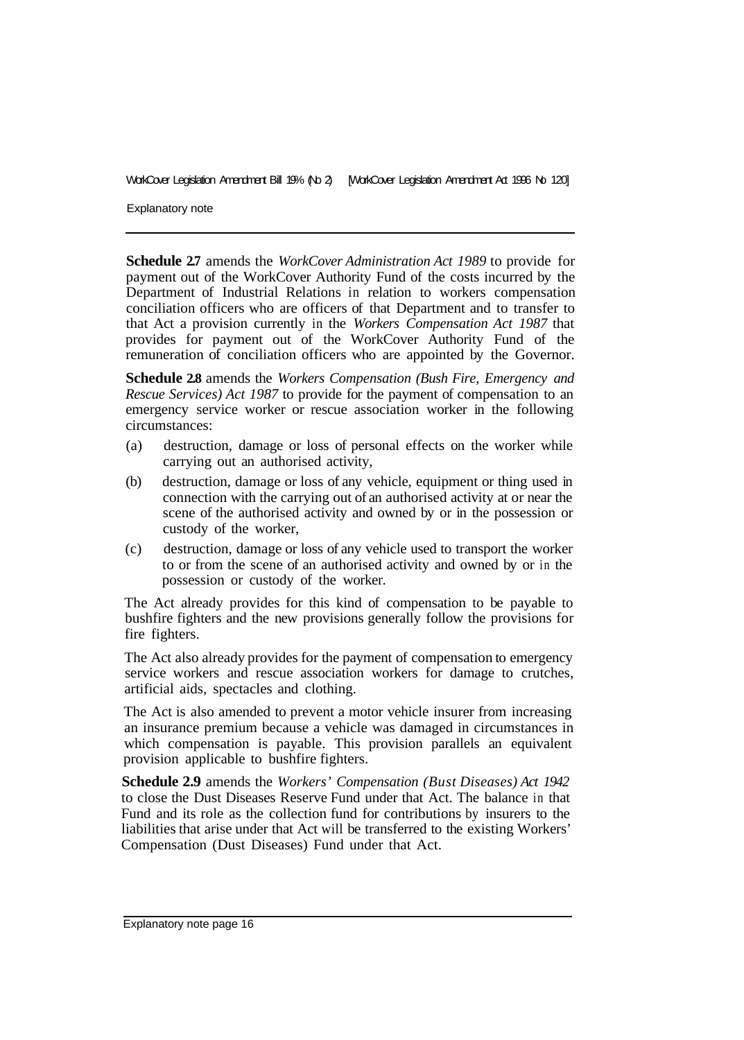**Schedule 2.7** amends the *WorkCover Administration Act 1989* to provide for payment out of the WorkCover Authority Fund of the costs incurred by the Department of Industrial Relations in relation to workers compensation conciliation officers who are officers of that Department and to transfer to that Act a provision currently in the *Workers Compensation Act 1987* that provides for payment out of the WorkCover Authority Fund of the remuneration of conciliation officers who are appointed by the Governor.

**Schedule 2.8** amends the *Workers Compensation (Bush Fire, Emergency and Rescue Services) Act 1987* to provide for the payment of compensation to an emergency service worker or rescue association worker in the following circumstances:

(a) destruction, damage or loss of personal effects on the worker while carrying out an authorised activity,

(b) destruction, damage or loss of any vehicle, equipment or thing used in connection with the carrying out of an authorised activity at or near the scene of the authorised activity and owned by or in the possession or custody of the worker,

(c) destruction, damage or loss of any vehicle used to transport the worker to or from the scene of an authorised activity and owned by or in the possession or custody of the worker.

The Act already provides for this kind of compensation to be payable to bushfire fighters and the new provisions generally follow the provisions for fire fighters.

The Act also already provides for the payment of compensation to emergency service workers and rescue association workers for damage to crutches, artificial aids, spectacles and clothing.

The Act is also amended to prevent a motor vehicle insurer from increasing an insurance premium because a vehicle was damaged in circumstances in which compensation is payable. This provision parallels an equivalent provision applicable to bushfire fighters.

**Schedule 2.9** amends the *Workers' Compensation (Bust Diseases) Act 1942* to close the Dust Diseases Reserve Fund under that Act. The balance in that Fund and its role as the collection fund for contributions by insurers to the liabilities that arise under that Act will be transferred to the existing Workers' Compensation (Dust Diseases) Fund under that Act.